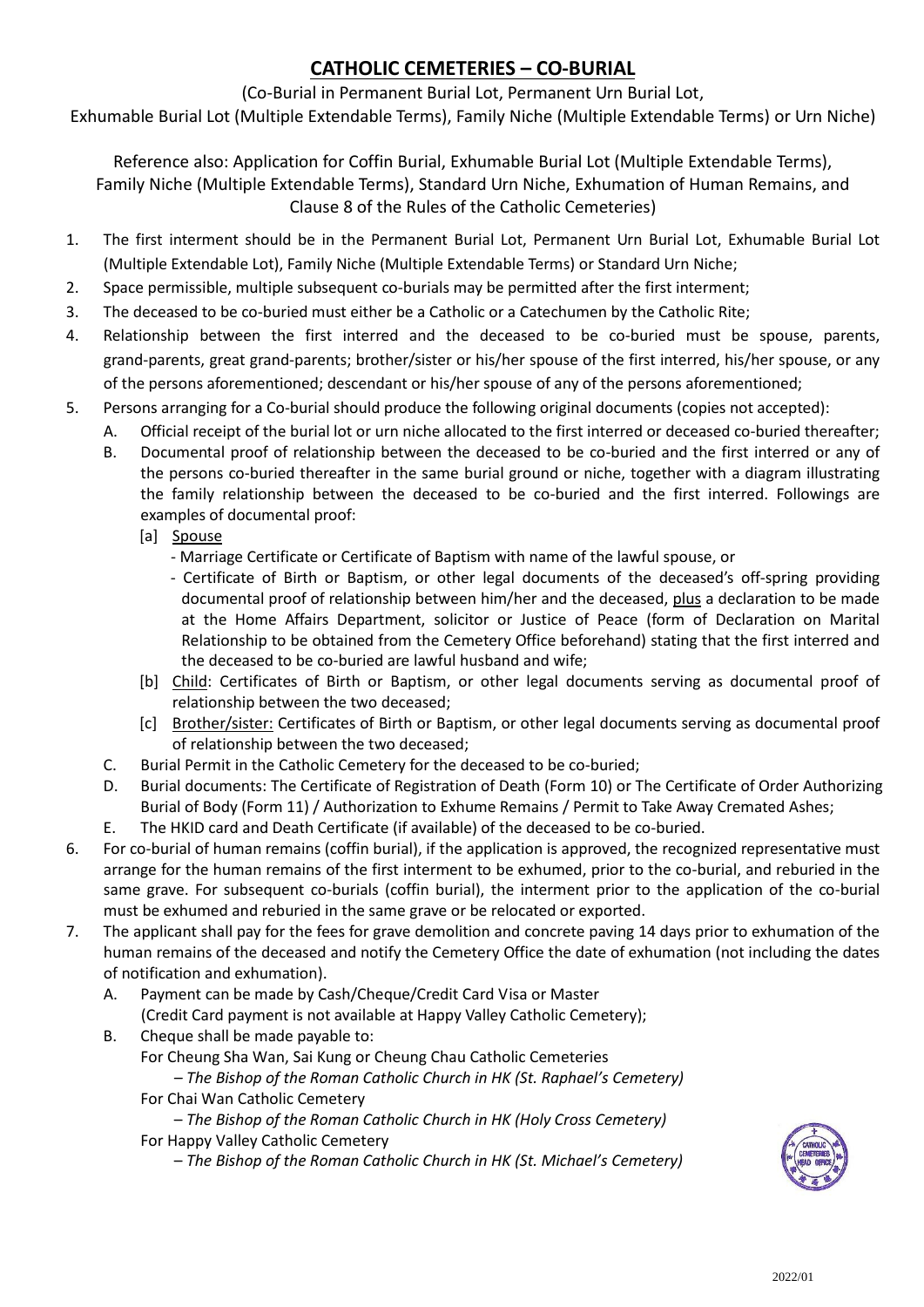# CATHOLIC CEMETERIES – CO-BURIAL

(Co-Burial in Permanent Burial Lot, Permanent Urn Burial Lot, Exhumable Burial Lot (Multiple Extendable Terms), Family Niche (Multiple Extendable Terms) or Urn Niche)

Reference also: Application for Coffin Burial, Exhumable Burial Lot (Multiple Extendable Terms), Family Niche (Multiple Extendable Terms), Standard Urn Niche, Exhumation of Human Remains, and Clause 8 of the Rules of the Catholic Cemeteries)

1. The first interment should be in the Permanent Burial Lot, Permanent Urn Burial Lot, Exhumable Burial Lot (Multiple Extendable Lot), Family Niche (Multiple Extendable Terms) or Standard Urn Niche;
2. Space permissible, multiple subsequent co-burials may be permitted after the first interment;
3. The deceased to be co-buried must either be a Catholic or a Catechumen by the Catholic Rite;
4. Relationship between the first interred and the deceased to be co-buried must be spouse, parents, grand-parents, great grand-parents; brother/sister or his/her spouse of the first interred, his/her spouse, or any of the persons aforementioned; descendant or his/her spouse of any of the persons aforementioned;
5. Persons arranging for a Co-burial should produce the following original documents (copies not accepted):
   A. Official receipt of the burial lot or urn niche allocated to the first interred or deceased co-buried thereafter;
   B. Documental proof of relationship between the deceased to be co-buried and the first interred or any of the persons co-buried thereafter in the same burial ground or niche, together with a diagram illustrating the family relationship between the deceased to be co-buried and the first interred. Followings are examples of documental proof:
      [a] Spouse
         - Marriage Certificate or Certificate of Baptism with name of the lawful spouse, or
         - Certificate of Birth or Baptism, or other legal documents of the deceased's off-spring providing documental proof of relationship between him/her and the deceased, plus a declaration to be made at the Home Affairs Department, solicitor or Justice of Peace (form of Declaration on Marital Relationship to be obtained from the Cemetery Office beforehand) stating that the first interred and the deceased to be co-buried are lawful husband and wife;
      [b] Child: Certificates of Birth or Baptism, or other legal documents serving as documental proof of relationship between the two deceased;
      [c] Brother/sister: Certificates of Birth or Baptism, or other legal documents serving as documental proof of relationship between the two deceased;
   C. Burial Permit in the Catholic Cemetery for the deceased to be co-buried;
   D. Burial documents: The Certificate of Registration of Death (Form 10) or The Certificate of Order Authorizing Burial of Body (Form 11) / Authorization to Exhume Remains / Permit to Take Away Cremated Ashes;
   E. The HKID card and Death Certificate (if available) of the deceased to be co-buried.
6. For co-burial of human remains (coffin burial), if the application is approved, the recognized representative must arrange for the human remains of the first interment to be exhumed, prior to the co-burial, and reburied in the same grave. For subsequent co-burials (coffin burial), the interment prior to the application of the co-burial must be exhumed and reburied in the same grave or be relocated or exported.
7. The applicant shall pay for the fees for grave demolition and concrete paving 14 days prior to exhumation of the human remains of the deceased and notify the Cemetery Office the date of exhumation (not including the dates of notification and exhumation).
   A. Payment can be made by Cash/Cheque/Credit Card Visa or Master (Credit Card payment is not available at Happy Valley Catholic Cemetery);
   B. Cheque shall be made payable to:
      For Cheung Sha Wan, Sai Kung or Cheung Chau Catholic Cemeteries
      *– The Bishop of the Roman Catholic Church in HK (St. Raphael's Cemetery)*
      For Chai Wan Catholic Cemetery
      *– The Bishop of the Roman Catholic Church in HK (Holy Cross Cemetery)*
      For Happy Valley Catholic Cemetery
      *– The Bishop of the Roman Catholic Church in HK (St. Michael's Cemetery)*

2022/01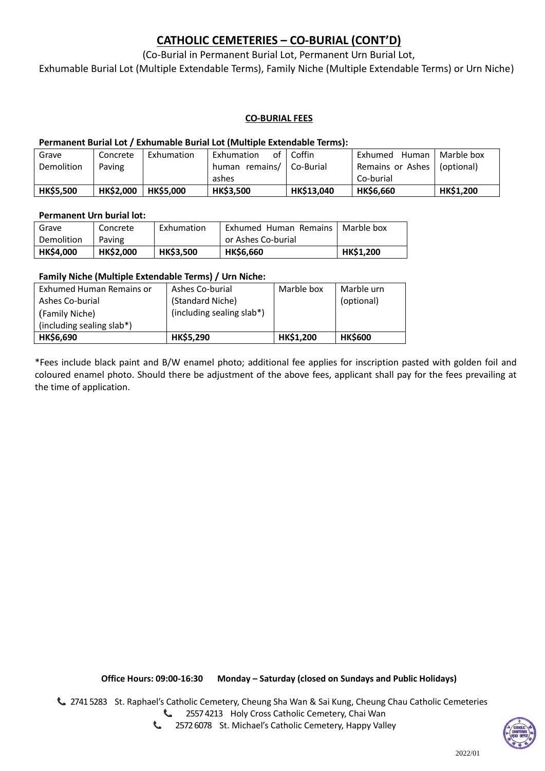# CATHOLIC CEMETERIES – CO-BURIAL (CONT'D)

(Co-Burial in Permanent Burial Lot, Permanent Urn Burial Lot, Exhumable Burial Lot (Multiple Extendable Terms), Family Niche (Multiple Extendable Terms) or Urn Niche)

## CO-BURIAL FEES

**Permanent Burial Lot / Exhumable Burial Lot (Multiple Extendable Terms):**

| Grave Demolition | Concrete Paving | Exhumation | Exhumation of human remains/ ashes | Coffin Co-Burial | Exhumed Human Remains or Ashes Co-burial | Marble box (optional) |
|---|---|---|---|---|---|---|
| **HK$5,500** | **HK$2,000** | **HK$5,000** | **HK$3,500** | **HK$13,040** | **HK$6,660** | **HK$1,200** |

**Permanent Urn burial lot:**

| Grave Demolition | Concrete Paving | Exhumation | Exhumed Human Remains or Ashes Co-burial | Marble box |
|---|---|---|---|---|
| **HK$4,000** | **HK$2,000** | **HK$3,500** | **HK$6,660** | **HK$1,200** |

**Family Niche (Multiple Extendable Terms) / Urn Niche:**

| Exhumed Human Remains or Ashes Co-burial (Family Niche) (including sealing slab*) | Ashes Co-burial (Standard Niche) (including sealing slab*) | Marble box | Marble urn (optional) |
|---|---|---|---|
| **HK$6,690** | **HK$5,290** | **HK$1,200** | **HK$600** |

*Fees include black paint and B/W enamel photo; additional fee applies for inscription pasted with golden foil and coloured enamel photo. Should there be adjustment of the above fees, applicant shall pay for the fees prevailing at the time of application.

**Office Hours: 09:00-16:30 Monday – Saturday (closed on Sundays and Public Holidays)**

2741 5283 St. Raphael's Catholic Cemetery, Cheung Sha Wan & Sai Kung, Cheung Chau Catholic Cemeteries

2557 4213 Holy Cross Catholic Cemetery, Chai Wan

2572 6078 St. Michael's Catholic Cemetery, Happy Valley

2022/01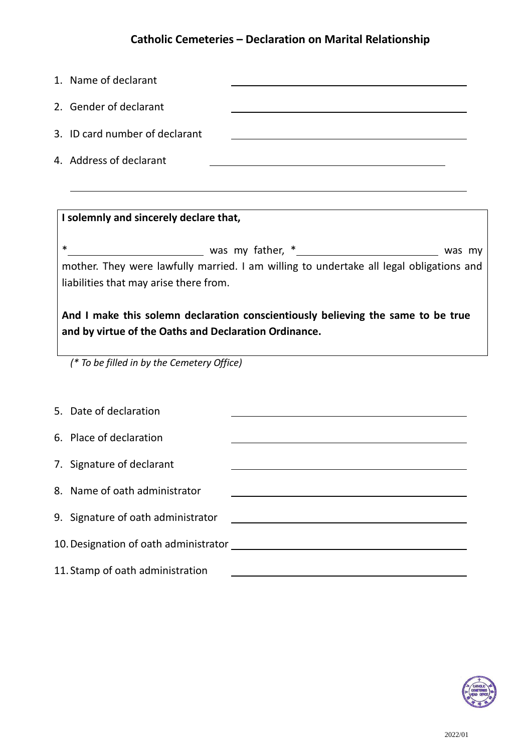# Catholic Cemeteries – Declaration on Marital Relationship

1. Name of declarant ______________________________
2. Gender of declarant ______________________________
3. ID card number of declarant ______________________________
4. Address of declarant ______________________________

______________________________________________________________

**I solemnly and sincerely declare that,**

*______________________ was my father, *______________________ was my mother. They were lawfully married. I am willing to undertake all legal obligations and liabilities that may arise there from.

**And I make this solemn declaration conscientiously believing the same to be true and by virtue of the Oaths and Declaration Ordinance.**

*(* To be filled in by the Cemetery Office)*

5. Date of declaration ______________________________
6. Place of declaration ______________________________
7. Signature of declarant ______________________________
8. Name of oath administrator ______________________________
9. Signature of oath administrator ______________________________
10. Designation of oath administrator ______________________________
11. Stamp of oath administration ______________________________

2022/01